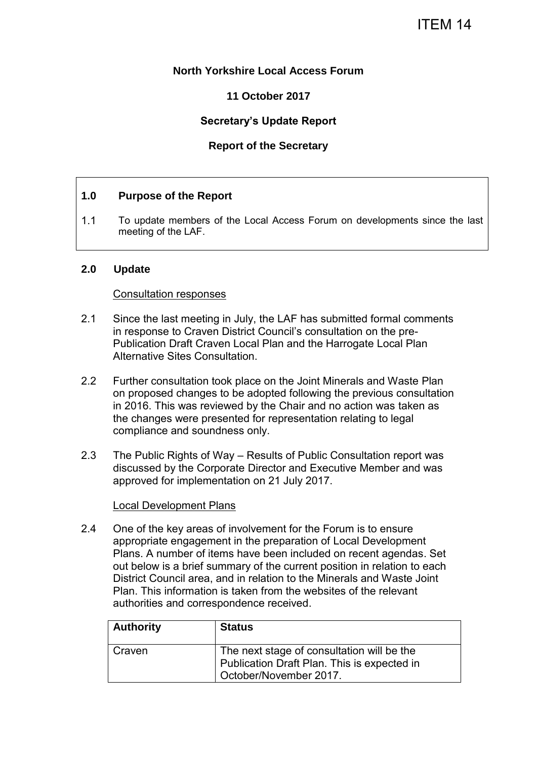ITEM 14

**North Yorkshire Local Access Forum**

**11 October 2017**

**Secretary's Update Report**

**Report of the Secretary**

## 1.0 Purpose of the Report

1.1 To update members of the Local Access Forum on developments since the last meeting of the LAF.

## 2.0 Update

Consultation responses

2.1 Since the last meeting in July, the LAF has submitted formal comments in response to Craven District Council's consultation on the pre-Publication Draft Craven Local Plan and the Harrogate Local Plan Alternative Sites Consultation.

2.2 Further consultation took place on the Joint Minerals and Waste Plan on proposed changes to be adopted following the previous consultation in 2016. This was reviewed by the Chair and no action was taken as the changes were presented for representation relating to legal compliance and soundness only.

2.3 The Public Rights of Way – Results of Public Consultation report was discussed by the Corporate Director and Executive Member and was approved for implementation on 21 July 2017.

Local Development Plans

2.4 One of the key areas of involvement for the Forum is to ensure appropriate engagement in the preparation of Local Development Plans. A number of items have been included on recent agendas. Set out below is a brief summary of the current position in relation to each District Council area, and in relation to the Minerals and Waste Joint Plan. This information is taken from the websites of the relevant authorities and correspondence received.

| **Authority** | **Status** |
|---|---|
| Craven | The next stage of consultation will be the Publication Draft Plan. This is expected in October/November 2017. |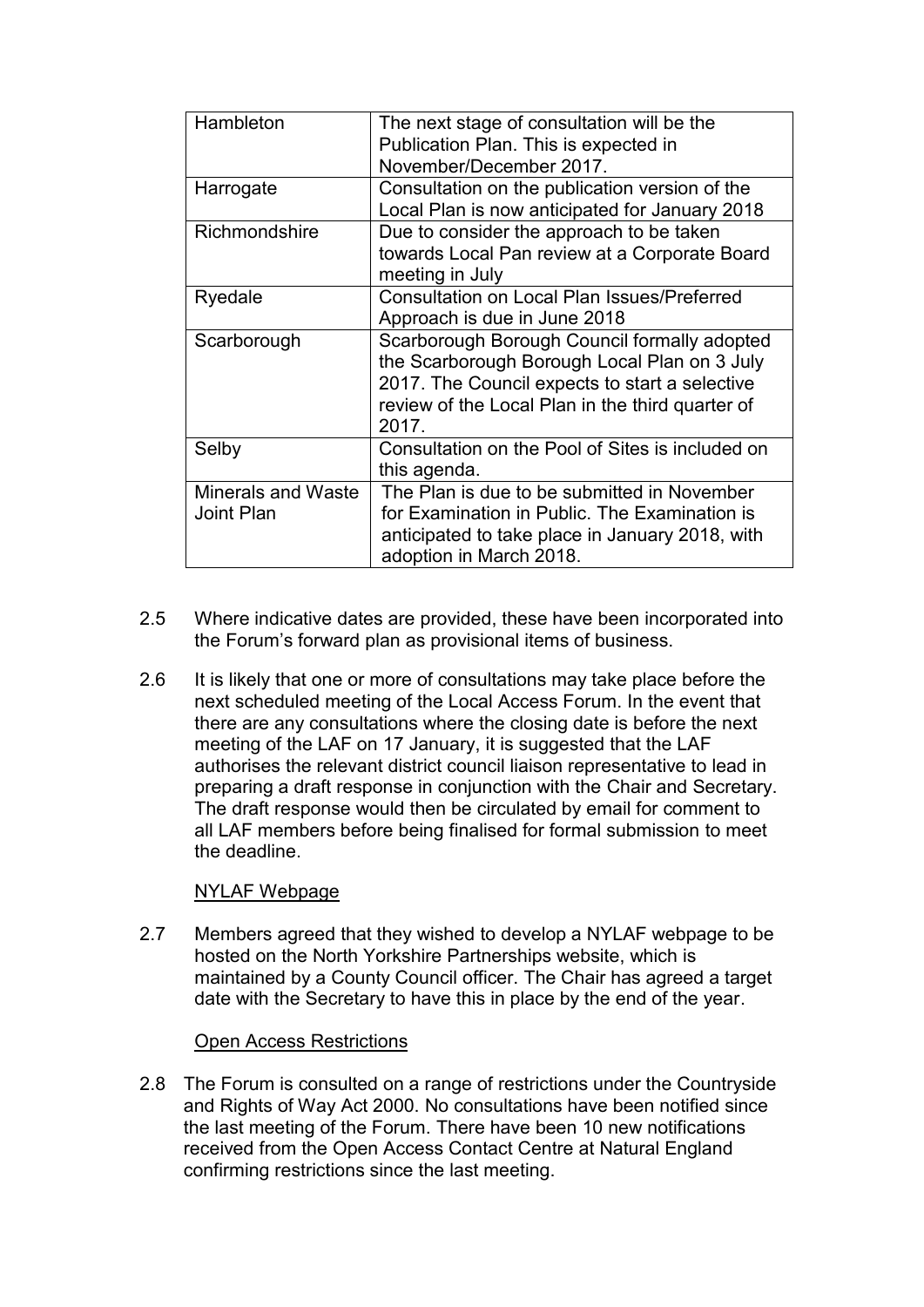| | |
|---|---|
| Hambleton | The next stage of consultation will be the Publication Plan. This is expected in November/December 2017. |
| Harrogate | Consultation on the publication version of the Local Plan is now anticipated for January 2018 |
| Richmondshire | Due to consider the approach to be taken towards Local Pan review at a Corporate Board meeting in July |
| Ryedale | Consultation on Local Plan Issues/Preferred Approach is due in June 2018 |
| Scarborough | Scarborough Borough Council formally adopted the Scarborough Borough Local Plan on 3 July 2017. The Council expects to start a selective review of the Local Plan in the third quarter of 2017. |
| Selby | Consultation on the Pool of Sites is included on this agenda. |
| Minerals and Waste Joint Plan | The Plan is due to be submitted in November for Examination in Public. The Examination is anticipated to take place in January 2018, with adoption in March 2018. |

2.5 Where indicative dates are provided, these have been incorporated into the Forum's forward plan as provisional items of business.

2.6 It is likely that one or more of consultations may take place before the next scheduled meeting of the Local Access Forum. In the event that there are any consultations where the closing date is before the next meeting of the LAF on 17 January, it is suggested that the LAF authorises the relevant district council liaison representative to lead in preparing a draft response in conjunction with the Chair and Secretary. The draft response would then be circulated by email for comment to all LAF members before being finalised for formal submission to meet the deadline.

NYLAF Webpage

2.7 Members agreed that they wished to develop a NYLAF webpage to be hosted on the North Yorkshire Partnerships website, which is maintained by a County Council officer. The Chair has agreed a target date with the Secretary to have this in place by the end of the year.

Open Access Restrictions

2.8 The Forum is consulted on a range of restrictions under the Countryside and Rights of Way Act 2000. No consultations have been notified since the last meeting of the Forum. There have been 10 new notifications received from the Open Access Contact Centre at Natural England confirming restrictions since the last meeting.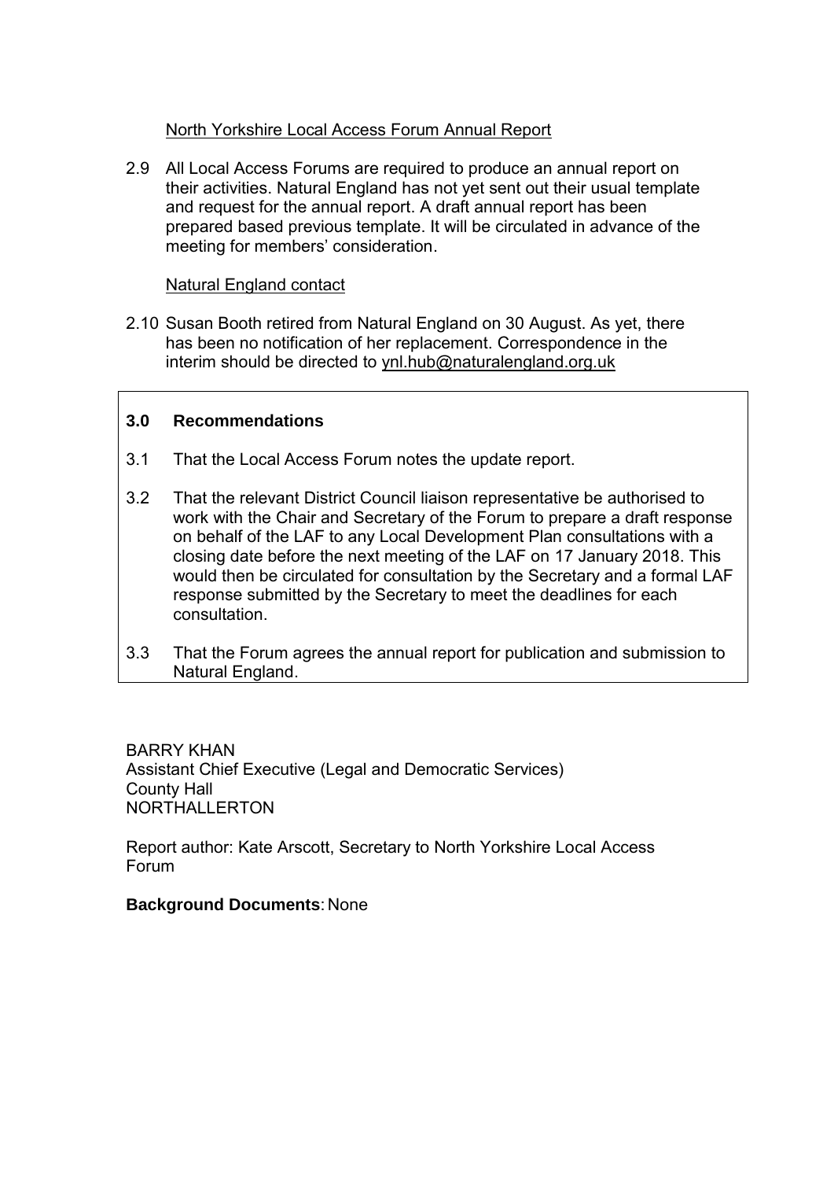<u>North Yorkshire Local Access Forum Annual Report</u>

2.9 All Local Access Forums are required to produce an annual report on their activities. Natural England has not yet sent out their usual template and request for the annual report. A draft annual report has been prepared based previous template. It will be circulated in advance of the meeting for members' consideration.

<u>Natural England contact</u>

2.10 Susan Booth retired from Natural England on 30 August. As yet, there has been no notification of her replacement. Correspondence in the interim should be directed to ynl.hub@naturalengland.org.uk

**3.0 Recommendations**

3.1 That the Local Access Forum notes the update report.

3.2 That the relevant District Council liaison representative be authorised to work with the Chair and Secretary of the Forum to prepare a draft response on behalf of the LAF to any Local Development Plan consultations with a closing date before the next meeting of the LAF on 17 January 2018. This would then be circulated for consultation by the Secretary and a formal LAF response submitted by the Secretary to meet the deadlines for each consultation.

3.3 That the Forum agrees the annual report for publication and submission to Natural England.

BARRY KHAN
Assistant Chief Executive (Legal and Democratic Services)
County Hall
NORTHALLERTON

Report author: Kate Arscott, Secretary to North Yorkshire Local Access Forum

**Background Documents**: None